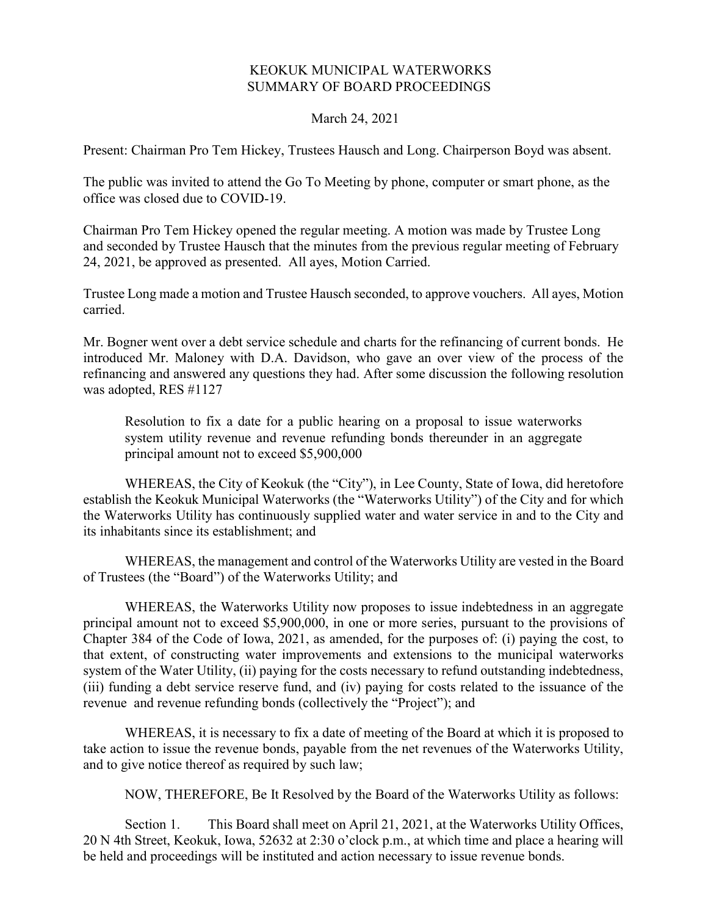# KEOKUK MUNICIPAL WATERWORKS
## SUMMARY OF BOARD PROCEEDINGS

March 24, 2021

Present: Chairman Pro Tem Hickey, Trustees Hausch and Long. Chairperson Boyd was absent.

The public was invited to attend the Go To Meeting by phone, computer or smart phone, as the office was closed due to COVID-19.

Chairman Pro Tem Hickey opened the regular meeting. A motion was made by Trustee Long and seconded by Trustee Hausch that the minutes from the previous regular meeting of February 24, 2021, be approved as presented. All ayes, Motion Carried.

Trustee Long made a motion and Trustee Hausch seconded, to approve vouchers. All ayes, Motion carried.

Mr. Bogner went over a debt service schedule and charts for the refinancing of current bonds. He introduced Mr. Maloney with D.A. Davidson, who gave an over view of the process of the refinancing and answered any questions they had. After some discussion the following resolution was adopted, RES #1127

> Resolution to fix a date for a public hearing on a proposal to issue waterworks system utility revenue and revenue refunding bonds thereunder in an aggregate principal amount not to exceed $5,900,000

WHEREAS, the City of Keokuk (the "City"), in Lee County, State of Iowa, did heretofore establish the Keokuk Municipal Waterworks (the "Waterworks Utility") of the City and for which the Waterworks Utility has continuously supplied water and water service in and to the City and its inhabitants since its establishment; and

WHEREAS, the management and control of the Waterworks Utility are vested in the Board of Trustees (the "Board") of the Waterworks Utility; and

WHEREAS, the Waterworks Utility now proposes to issue indebtedness in an aggregate principal amount not to exceed $5,900,000, in one or more series, pursuant to the provisions of Chapter 384 of the Code of Iowa, 2021, as amended, for the purposes of: (i) paying the cost, to that extent, of constructing water improvements and extensions to the municipal waterworks system of the Water Utility, (ii) paying for the costs necessary to refund outstanding indebtedness, (iii) funding a debt service reserve fund, and (iv) paying for costs related to the issuance of the revenue and revenue refunding bonds (collectively the "Project"); and

WHEREAS, it is necessary to fix a date of meeting of the Board at which it is proposed to take action to issue the revenue bonds, payable from the net revenues of the Waterworks Utility, and to give notice thereof as required by such law;

NOW, THEREFORE, Be It Resolved by the Board of the Waterworks Utility as follows:

Section 1. This Board shall meet on April 21, 2021, at the Waterworks Utility Offices, 20 N 4th Street, Keokuk, Iowa, 52632 at 2:30 o'clock p.m., at which time and place a hearing will be held and proceedings will be instituted and action necessary to issue revenue bonds.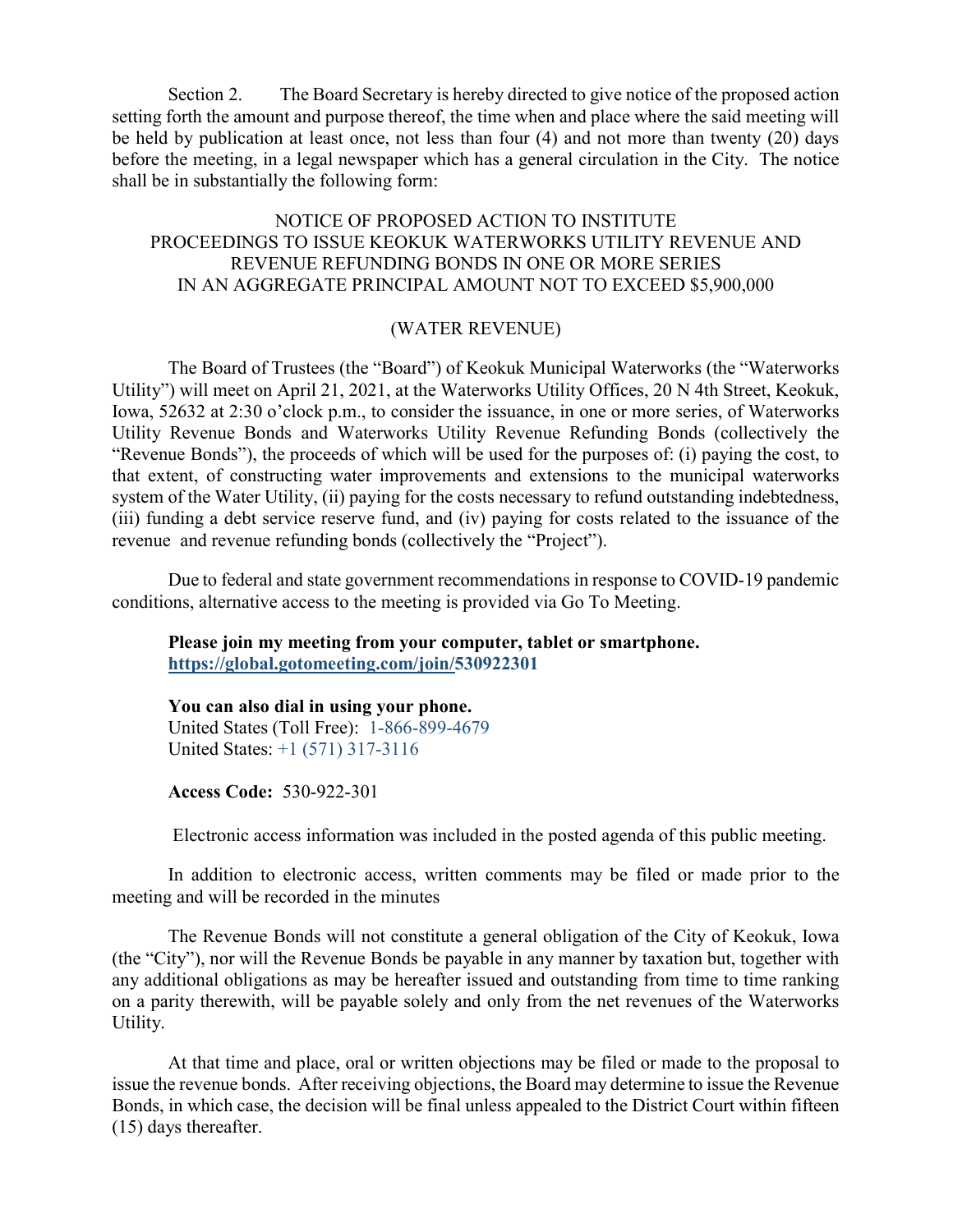Section 2. The Board Secretary is hereby directed to give notice of the proposed action setting forth the amount and purpose thereof, the time when and place where the said meeting will be held by publication at least once, not less than four (4) and not more than twenty (20) days before the meeting, in a legal newspaper which has a general circulation in the City. The notice shall be in substantially the following form:

NOTICE OF PROPOSED ACTION TO INSTITUTE PROCEEDINGS TO ISSUE KEOKUK WATERWORKS UTILITY REVENUE AND REVENUE REFUNDING BONDS IN ONE OR MORE SERIES IN AN AGGREGATE PRINCIPAL AMOUNT NOT TO EXCEED $5,900,000

(WATER REVENUE)

The Board of Trustees (the "Board") of Keokuk Municipal Waterworks (the "Waterworks Utility") will meet on April 21, 2021, at the Waterworks Utility Offices, 20 N 4th Street, Keokuk, Iowa, 52632 at 2:30 o'clock p.m., to consider the issuance, in one or more series, of Waterworks Utility Revenue Bonds and Waterworks Utility Revenue Refunding Bonds (collectively the "Revenue Bonds"), the proceeds of which will be used for the purposes of: (i) paying the cost, to that extent, of constructing water improvements and extensions to the municipal waterworks system of the Water Utility, (ii) paying for the costs necessary to refund outstanding indebtedness, (iii) funding a debt service reserve fund, and (iv) paying for costs related to the issuance of the revenue and revenue refunding bonds (collectively the "Project").

Due to federal and state government recommendations in response to COVID-19 pandemic conditions, alternative access to the meeting is provided via Go To Meeting.

**Please join my meeting from your computer, tablet or smartphone.**
**https://global.gotomeeting.com/join/530922301**

**You can also dial in using your phone.**
United States (Toll Free): 1-866-899-4679
United States: +1 (571) 317-3116

**Access Code:** 530-922-301

Electronic access information was included in the posted agenda of this public meeting.

In addition to electronic access, written comments may be filed or made prior to the meeting and will be recorded in the minutes

The Revenue Bonds will not constitute a general obligation of the City of Keokuk, Iowa (the "City"), nor will the Revenue Bonds be payable in any manner by taxation but, together with any additional obligations as may be hereafter issued and outstanding from time to time ranking on a parity therewith, will be payable solely and only from the net revenues of the Waterworks Utility.

At that time and place, oral or written objections may be filed or made to the proposal to issue the revenue bonds. After receiving objections, the Board may determine to issue the Revenue Bonds, in which case, the decision will be final unless appealed to the District Court within fifteen (15) days thereafter.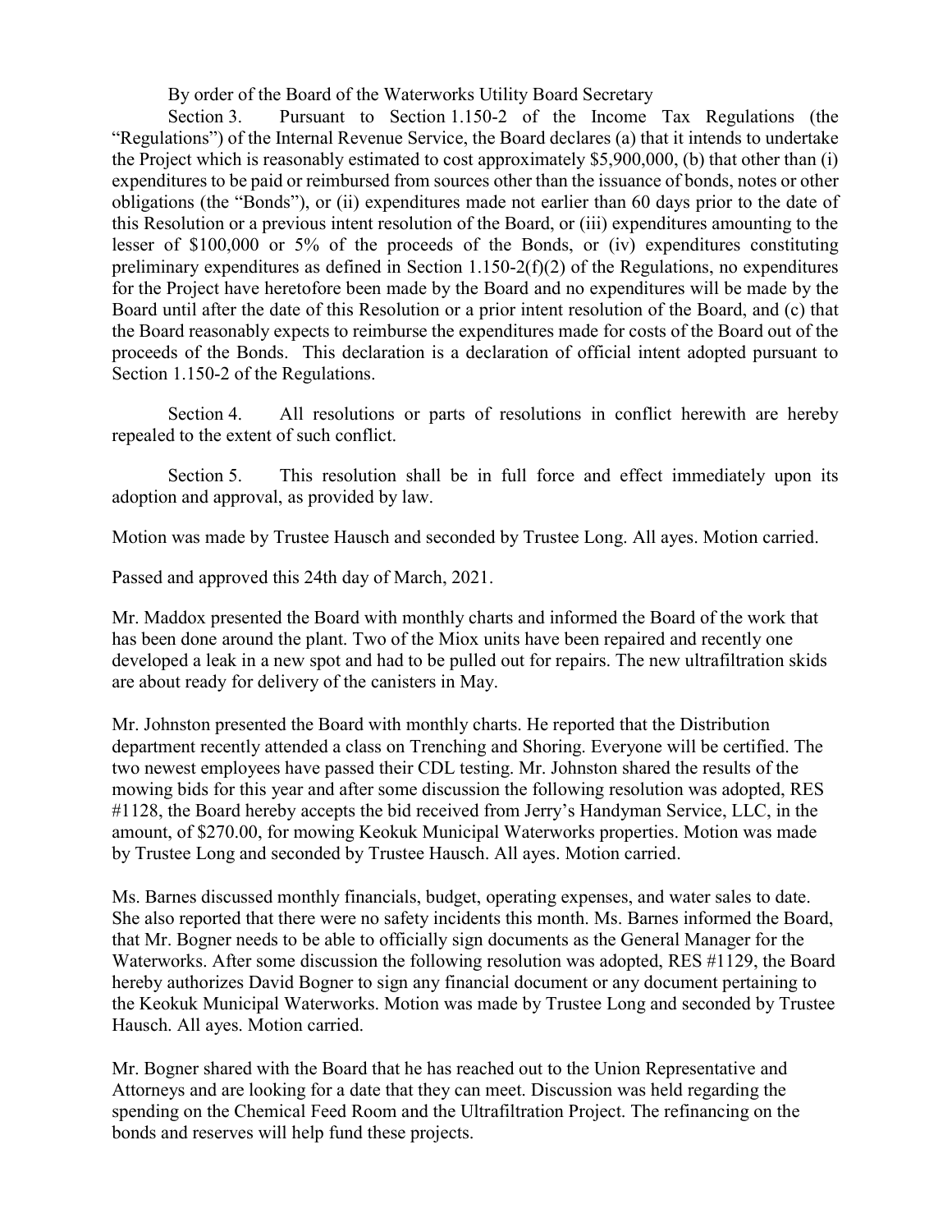By order of the Board of the Waterworks Utility Board Secretary

Section 3. Pursuant to Section 1.150-2 of the Income Tax Regulations (the "Regulations") of the Internal Revenue Service, the Board declares (a) that it intends to undertake the Project which is reasonably estimated to cost approximately $5,900,000, (b) that other than (i) expenditures to be paid or reimbursed from sources other than the issuance of bonds, notes or other obligations (the "Bonds"), or (ii) expenditures made not earlier than 60 days prior to the date of this Resolution or a previous intent resolution of the Board, or (iii) expenditures amounting to the lesser of $100,000 or 5% of the proceeds of the Bonds, or (iv) expenditures constituting preliminary expenditures as defined in Section 1.150-2(f)(2) of the Regulations, no expenditures for the Project have heretofore been made by the Board and no expenditures will be made by the Board until after the date of this Resolution or a prior intent resolution of the Board, and (c) that the Board reasonably expects to reimburse the expenditures made for costs of the Board out of the proceeds of the Bonds. This declaration is a declaration of official intent adopted pursuant to Section 1.150-2 of the Regulations.

Section 4. All resolutions or parts of resolutions in conflict herewith are hereby repealed to the extent of such conflict.

Section 5. This resolution shall be in full force and effect immediately upon its adoption and approval, as provided by law.

Motion was made by Trustee Hausch and seconded by Trustee Long. All ayes. Motion carried.

Passed and approved this 24th day of March, 2021.

Mr. Maddox presented the Board with monthly charts and informed the Board of the work that has been done around the plant. Two of the Miox units have been repaired and recently one developed a leak in a new spot and had to be pulled out for repairs. The new ultrafiltration skids are about ready for delivery of the canisters in May.

Mr. Johnston presented the Board with monthly charts. He reported that the Distribution department recently attended a class on Trenching and Shoring. Everyone will be certified. The two newest employees have passed their CDL testing. Mr. Johnston shared the results of the mowing bids for this year and after some discussion the following resolution was adopted, RES #1128, the Board hereby accepts the bid received from Jerry's Handyman Service, LLC, in the amount, of $270.00, for mowing Keokuk Municipal Waterworks properties. Motion was made by Trustee Long and seconded by Trustee Hausch. All ayes. Motion carried.

Ms. Barnes discussed monthly financials, budget, operating expenses, and water sales to date. She also reported that there were no safety incidents this month. Ms. Barnes informed the Board, that Mr. Bogner needs to be able to officially sign documents as the General Manager for the Waterworks. After some discussion the following resolution was adopted, RES #1129, the Board hereby authorizes David Bogner to sign any financial document or any document pertaining to the Keokuk Municipal Waterworks. Motion was made by Trustee Long and seconded by Trustee Hausch. All ayes. Motion carried.

Mr. Bogner shared with the Board that he has reached out to the Union Representative and Attorneys and are looking for a date that they can meet. Discussion was held regarding the spending on the Chemical Feed Room and the Ultrafiltration Project. The refinancing on the bonds and reserves will help fund these projects.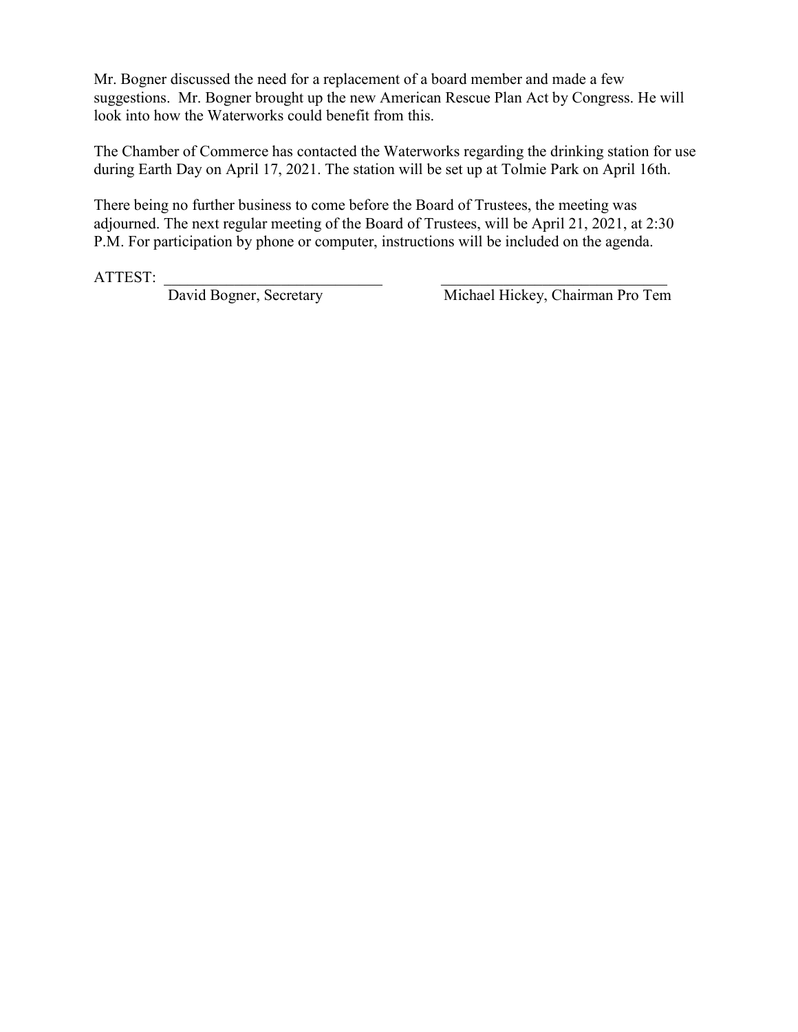Mr. Bogner discussed the need for a replacement of a board member and made a few suggestions. Mr. Bogner brought up the new American Rescue Plan Act by Congress. He will look into how the Waterworks could benefit from this.

The Chamber of Commerce has contacted the Waterworks regarding the drinking station for use during Earth Day on April 17, 2021. The station will be set up at Tolmie Park on April 16th.

There being no further business to come before the Board of Trustees, the meeting was adjourned. The next regular meeting of the Board of Trustees, will be April 21, 2021, at 2:30 P.M. For participation by phone or computer, instructions will be included on the agenda.

ATTEST: \_\_\_\_\_\_\_\_\_\_\_\_\_\_\_\_\_\_\_\_\_\_\_\_\_\_\_\_\_\_ \_\_\_\_\_\_\_\_\_\_\_\_\_\_\_\_\_\_\_\_\_\_\_\_\_\_\_\_\_\_

David Bogner, Secretary Michael Hickey, Chairman Pro Tem